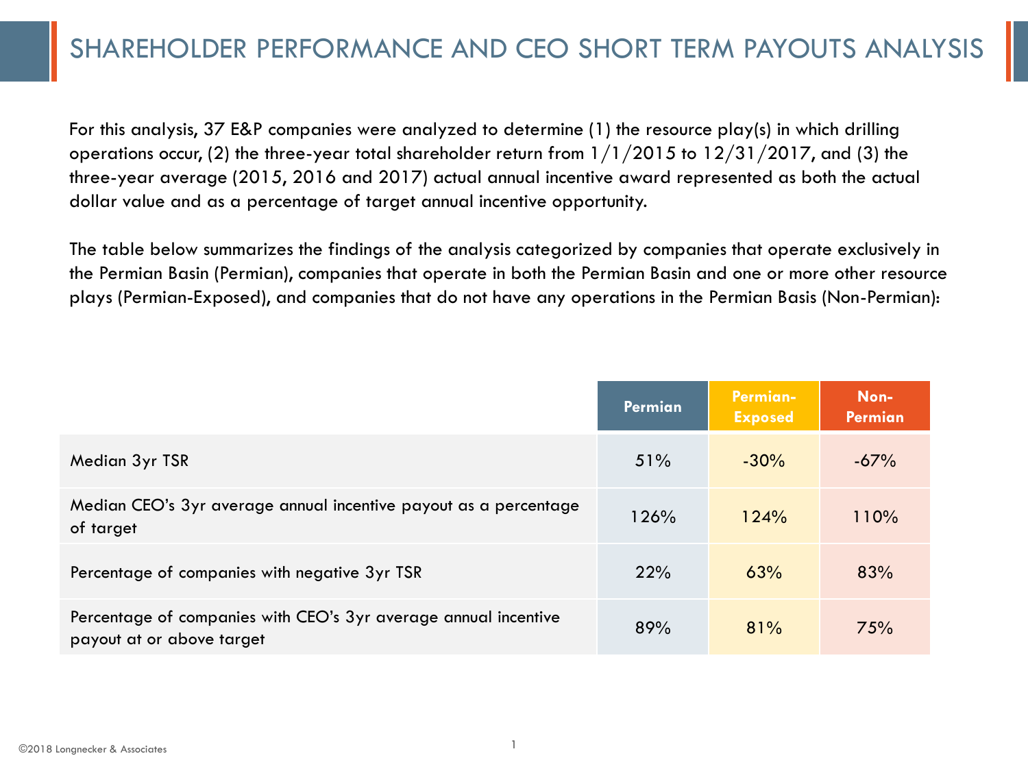# SHAREHOLDER PERFORMANCE AND CEO SHORT TERM PAYOUTS ANALYSIS

For this analysis, 37 E&P companies were analyzed to determine (1) the resource play(s) in which drilling operations occur, (2) the three-year total shareholder return from 1/1/2015 to 12/31/2017, and (3) the three-year average (2015, 2016 and 2017) actual annual incentive award represented as both the actual dollar value and as a percentage of target annual incentive opportunity.

The table below summarizes the findings of the analysis categorized by companies that operate exclusively in the Permian Basin (Permian), companies that operate in both the Permian Basin and one or more other resource plays (Permian-Exposed), and companies that do not have any operations in the Permian Basis (Non-Permian):

| | Permian | Permian-Exposed | Non-Permian |
|---|---|---|---|
| Median 3yr TSR | 51% | -30% | -67% |
| Median CEO's 3yr average annual incentive payout as a percentage of target | 126% | 124% | 110% |
| Percentage of companies with negative 3yr TSR | 22% | 63% | 83% |
| Percentage of companies with CEO's 3yr average annual incentive payout at or above target | 89% | 81% | 75% |

©2018 Longnecker & Associates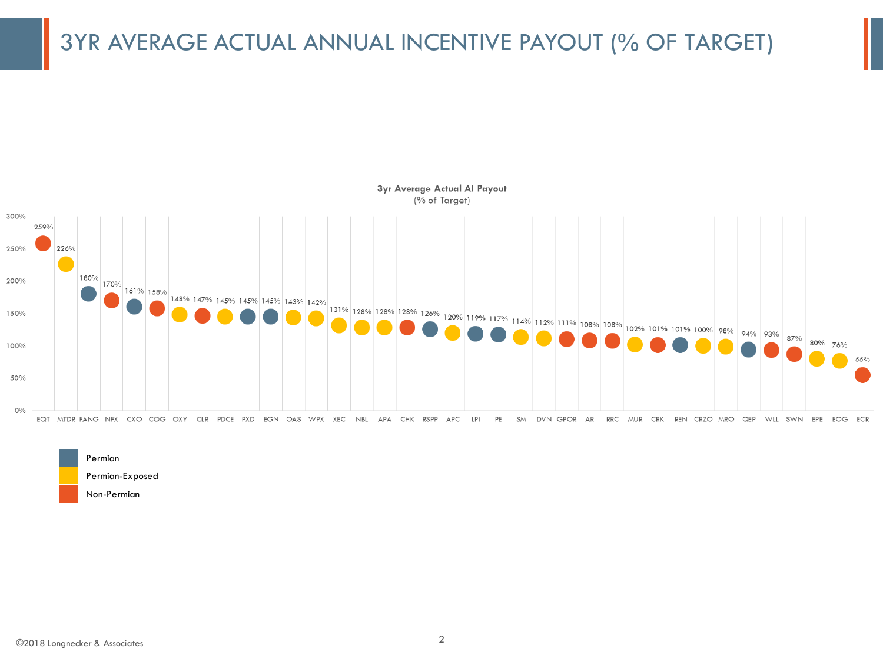# 3YR AVERAGE ACTUAL ANNUAL INCENTIVE PAYOUT (% OF TARGET)

**3yr Average Actual AI Payout**
(% of Target)

| Company | 3yr Average Actual AI Payout (% of Target) | Category |
|---|---|---|
| EQT | 259% | Non-Permian |
| MTDR | 226% | Permian-Exposed |
| FANG | 180% | Permian |
| NFX | 170% | Non-Permian |
| CXO | 161% | Permian |
| COG | 158% | Non-Permian |
| OXY | 148% | Permian-Exposed |
| CLR | 147% | Non-Permian |
| PDCE | 145% | Permian-Exposed |
| PXD | 145% | Permian |
| EGN | 145% | Permian |
| OAS | 143% | Permian-Exposed |
| WPX | 142% | Permian-Exposed |
| XEC | 131% | Permian-Exposed |
| NBL | 128% | Permian-Exposed |
| APA | 128% | Permian-Exposed |
| CHK | 128% | Non-Permian |
| RSPP | 126% | Permian |
| APC | 120% | Permian-Exposed |
| LPI | 119% | Permian |
| PE | 117% | Permian |
| SM | 114% | Permian-Exposed |
| DVN | 112% | Permian-Exposed |
| GPOR | 111% | Non-Permian |
| AR | 108% | Non-Permian |
| RRC | 108% | Non-Permian |
| MUR | 102% | Permian-Exposed |
| CRK | 101% | Non-Permian |
| REN | 101% | Permian |
| CRZO | 100% | Permian-Exposed |
| MRO | 98% | Permian-Exposed |
| QEP | 94% | Permian |
| WLL | 93% | Non-Permian |
| SWN | 87% | Non-Permian |
| EPE | 80% | Permian-Exposed |
| EOG | 76% | Permian-Exposed |
| ECR | 55% | Non-Permian |

Legend:
- Permian
- Permian-Exposed
- Non-Permian

©2018 Longnecker & Associates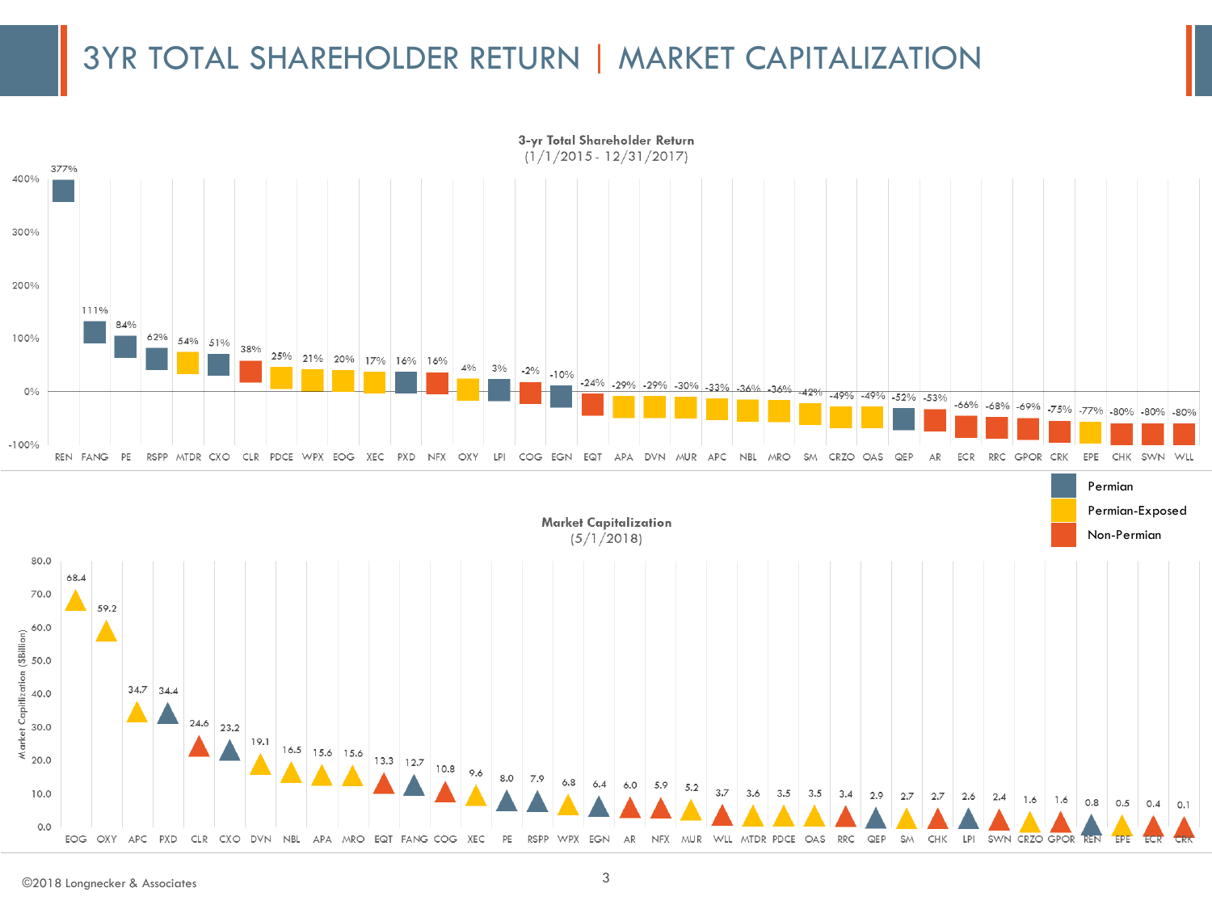# 3YR TOTAL SHAREHOLDER RETURN | MARKET CAPITALIZATION

**3-yr Total Shareholder Return**
(1/1/2015 - 12/31/2017)

| Company | 3-yr TSR | Category |
|---|---|---|
| REN | 377% | Permian |
| FANG | 111% | Permian |
| PE | 84% | Permian |
| RSPP | 62% | Permian |
| MTDR | 54% | Permian-Exposed |
| CXO | 51% | Permian |
| CLR | 38% | Non-Permian |
| PDCE | 25% | Permian-Exposed |
| WPX | 21% | Permian-Exposed |
| EOG | 20% | Permian-Exposed |
| XEC | 17% | Permian-Exposed |
| PXD | 16% | Permian |
| NFX | 16% | Non-Permian |
| OXY | 4% | Permian-Exposed |
| LPI | 3% | Permian |
| COG | -2% | Non-Permian |
| EGN | -10% | Permian |
| EQT | -24% | Non-Permian |
| APA | -29% | Permian-Exposed |
| DVN | -29% | Permian-Exposed |
| MUR | -30% | Permian-Exposed |
| APC | -33% | Permian-Exposed |
| NBL | -36% | Permian-Exposed |
| MRO | -36% | Permian-Exposed |
| SM | -42% | Permian-Exposed |
| CRZO | -49% | Permian-Exposed |
| OAS | -49% | Permian-Exposed |
| QEP | -52% | Permian |
| AR | -53% | Non-Permian |
| ECR | -66% | Non-Permian |
| RRC | -68% | Non-Permian |
| GPOR | -69% | Non-Permian |
| CRK | -75% | Non-Permian |
| EPE | -77% | Permian-Exposed |
| CHK | -80% | Non-Permian |
| SWN | -80% | Non-Permian |
| WLL | -80% | Non-Permian |

**Market Capitalization**
(5/1/2018)

| Company | Market Capitalization ($Billion) | Category |
|---|---|---|
| EOG | 68.4 | Permian-Exposed |
| OXY | 59.2 | Permian-Exposed |
| APC | 34.7 | Permian-Exposed |
| PXD | 34.4 | Permian |
| CLR | 24.6 | Non-Permian |
| CXO | 23.2 | Permian |
| DVN | 19.1 | Permian-Exposed |
| NBL | 16.5 | Permian-Exposed |
| APA | 15.6 | Permian-Exposed |
| MRO | 15.6 | Permian-Exposed |
| EQT | 13.3 | Non-Permian |
| FANG | 12.7 | Permian |
| COG | 10.8 | Non-Permian |
| XEC | 9.6 | Permian-Exposed |
| PE | 8.0 | Permian |
| RSPP | 7.9 | Permian |
| WPX | 6.8 | Permian-Exposed |
| EGN | 6.4 | Permian |
| AR | 6.0 | Non-Permian |
| NFX | 5.9 | Non-Permian |
| MUR | 5.2 | Permian-Exposed |
| WLL | 3.7 | Non-Permian |
| MTDR | 3.6 | Permian-Exposed |
| PDCE | 3.5 | Permian-Exposed |
| OAS | 3.5 | Permian-Exposed |
| RRC | 3.4 | Non-Permian |
| QEP | 2.9 | Permian |
| SM | 2.7 | Permian-Exposed |
| CHK | 2.7 | Non-Permian |
| LPI | 2.6 | Permian |
| SWN | 2.4 | Non-Permian |
| CRZO | 1.6 | Permian-Exposed |
| GPOR | 1.6 | Non-Permian |
| REN | 0.8 | Permian |
| EPE | 0.5 | Permian-Exposed |
| ECR | 0.4 | Non-Permian |
| CRK | 0.1 | Non-Permian |

©2018 Longnecker & Associates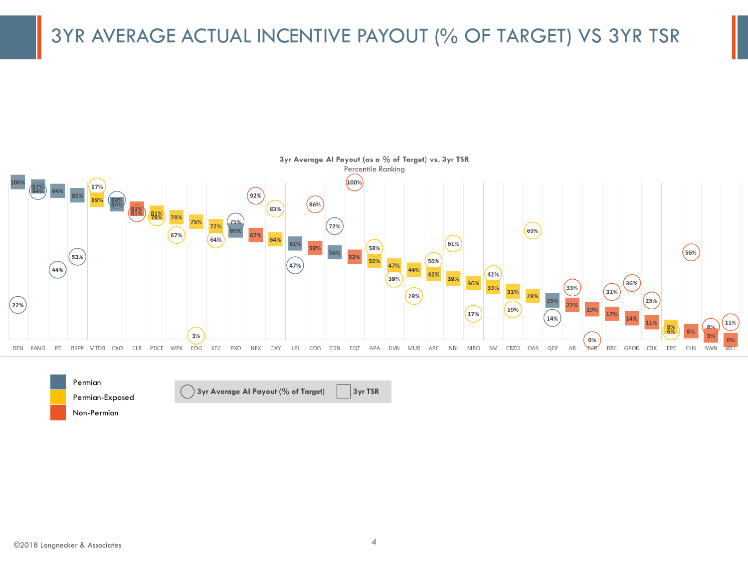# 3YR AVERAGE ACTUAL INCENTIVE PAYOUT (% OF TARGET) VS 3YR TSR

**3yr Average AI Payout (as a % of Target) vs. 3yr TSR**

Percentile Ranking

| Company | Group | 3yr TSR | 3yr Average AI Payout (% of Target) |
|---|---|---|---|
| REN | Permian | 100% | 22% |
| FANG | Permian | 97% | 94% |
| PE | Permian | 94% | 44% |
| RSPP | Permian | 92% | 53% |
| MTDR | Permian-Exposed | 89% | 97% |
| CXO | Permian | 86% | 89% |
| CLR | Non-Permian | 83% | 81% |
| PDCE | Permian-Exposed | 81% | 78% |
| WPX | Permian-Exposed | 78% | 67% |
| EOG | Permian-Exposed | 75% | 3% |
| XEC | Permian-Exposed | 72% | 64% |
| PXD | Permian | 69% | 75% |
| NFX | Non-Permian | 67% | 92% |
| OXY | Permian-Exposed | 64% | 83% |
| LPI | Permian | 61% | 47% |
| COG | Non-Permian | 58% | 86% |
| EGN | Permian | 56% | 72% |
| EQT | Non-Permian | 53% | 100% |
| APA | Permian-Exposed | 50% | 58% |
| DVN | Permian-Exposed | 47% | 39% |
| MUR | Permian-Exposed | 44% | 28% |
| APC | Permian-Exposed | 42% | 50% |
| NBL | Permian-Exposed | 39% | 61% |
| MRO | Permian-Exposed | 36% | 17% |
| SM | Permian-Exposed | 33% | 42% |
| CRZO | Permian-Exposed | 31% | 19% |
| OAS | Permian-Exposed | 28% | 69% |
| QEP | Permian | 25% | 14% |
| AR | Non-Permian | 22% | 33% |
| ECR | Non-Permian | 19% | 0% |
| RRC | Non-Permian | 17% | 31% |
| GPOR | Non-Permian | 14% | 36% |
| CRK | Non-Permian | 11% | 25% |
| EPE | Permian-Exposed | 8% | 6% |
| CHK | Non-Permian | 6% | 56% |
| SWN | Non-Permian | 3% | 8% |
| WLL | Non-Permian | 0% | 11% |

Legend: Permian; Permian-Exposed; Non-Permian. Circle = 3yr Average AI Payout (% of Target); Square = 3yr TSR

©2018 Longnecker & Associates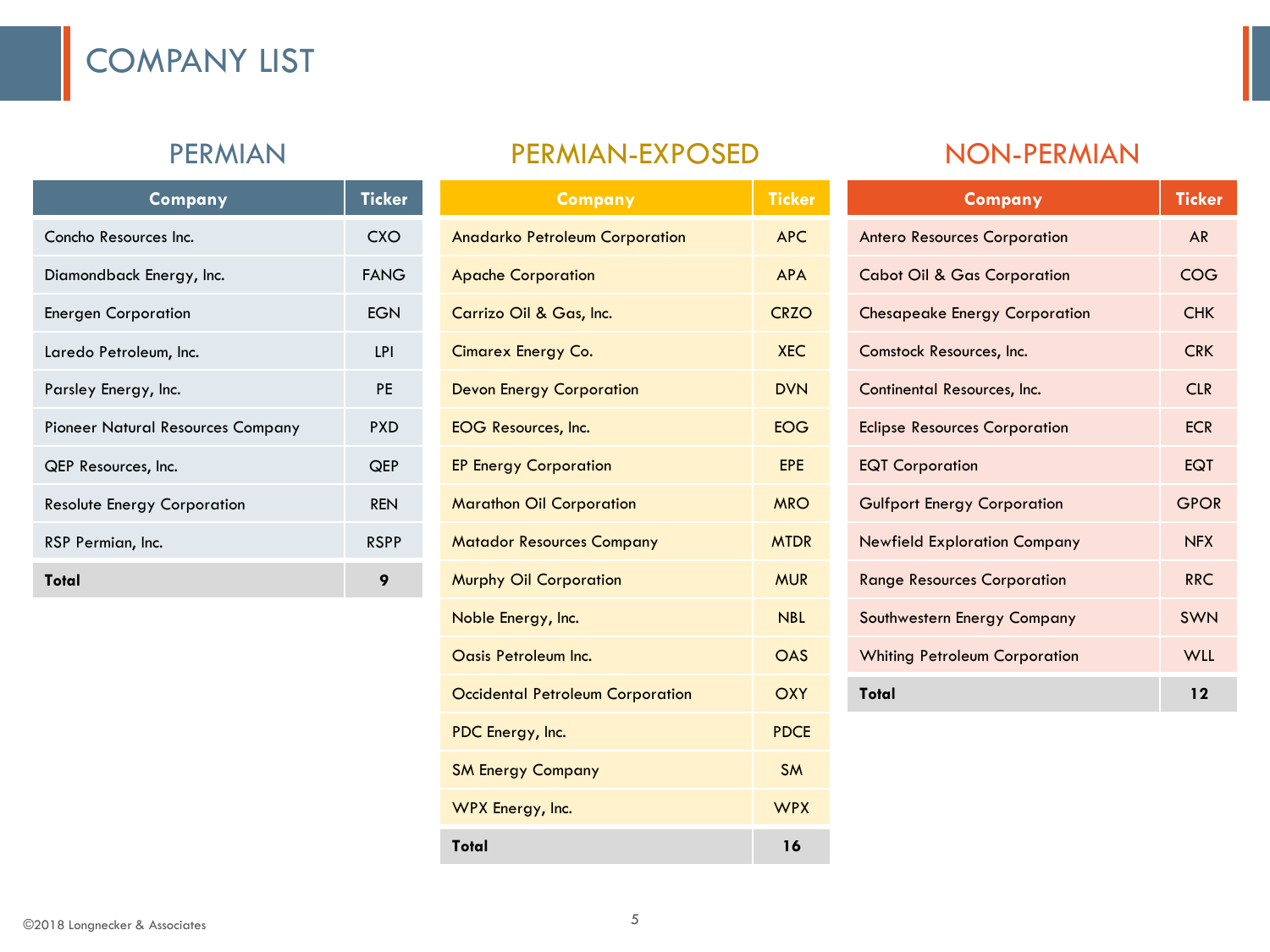# COMPANY LIST

## PERMIAN

| Company | Ticker |
|---|---|
| Concho Resources Inc. | CXO |
| Diamondback Energy, Inc. | FANG |
| Energen Corporation | EGN |
| Laredo Petroleum, Inc. | LPI |
| Parsley Energy, Inc. | PE |
| Pioneer Natural Resources Company | PXD |
| QEP Resources, Inc. | QEP |
| Resolute Energy Corporation | REN |
| RSP Permian, Inc. | RSPP |
| **Total** | **9** |

## PERMIAN-EXPOSED

| Company | Ticker |
|---|---|
| Anadarko Petroleum Corporation | APC |
| Apache Corporation | APA |
| Carrizo Oil & Gas, Inc. | CRZO |
| Cimarex Energy Co. | XEC |
| Devon Energy Corporation | DVN |
| EOG Resources, Inc. | EOG |
| EP Energy Corporation | EPE |
| Marathon Oil Corporation | MRO |
| Matador Resources Company | MTDR |
| Murphy Oil Corporation | MUR |
| Noble Energy, Inc. | NBL |
| Oasis Petroleum Inc. | OAS |
| Occidental Petroleum Corporation | OXY |
| PDC Energy, Inc. | PDCE |
| SM Energy Company | SM |
| WPX Energy, Inc. | WPX |
| **Total** | **16** |

## NON-PERMIAN

| Company | Ticker |
|---|---|
| Antero Resources Corporation | AR |
| Cabot Oil & Gas Corporation | COG |
| Chesapeake Energy Corporation | CHK |
| Comstock Resources, Inc. | CRK |
| Continental Resources, Inc. | CLR |
| Eclipse Resources Corporation | ECR |
| EQT Corporation | EQT |
| Gulfport Energy Corporation | GPOR |
| Newfield Exploration Company | NFX |
| Range Resources Corporation | RRC |
| Southwestern Energy Company | SWN |
| Whiting Petroleum Corporation | WLL |
| **Total** | **12** |

©2018 Longnecker & Associates